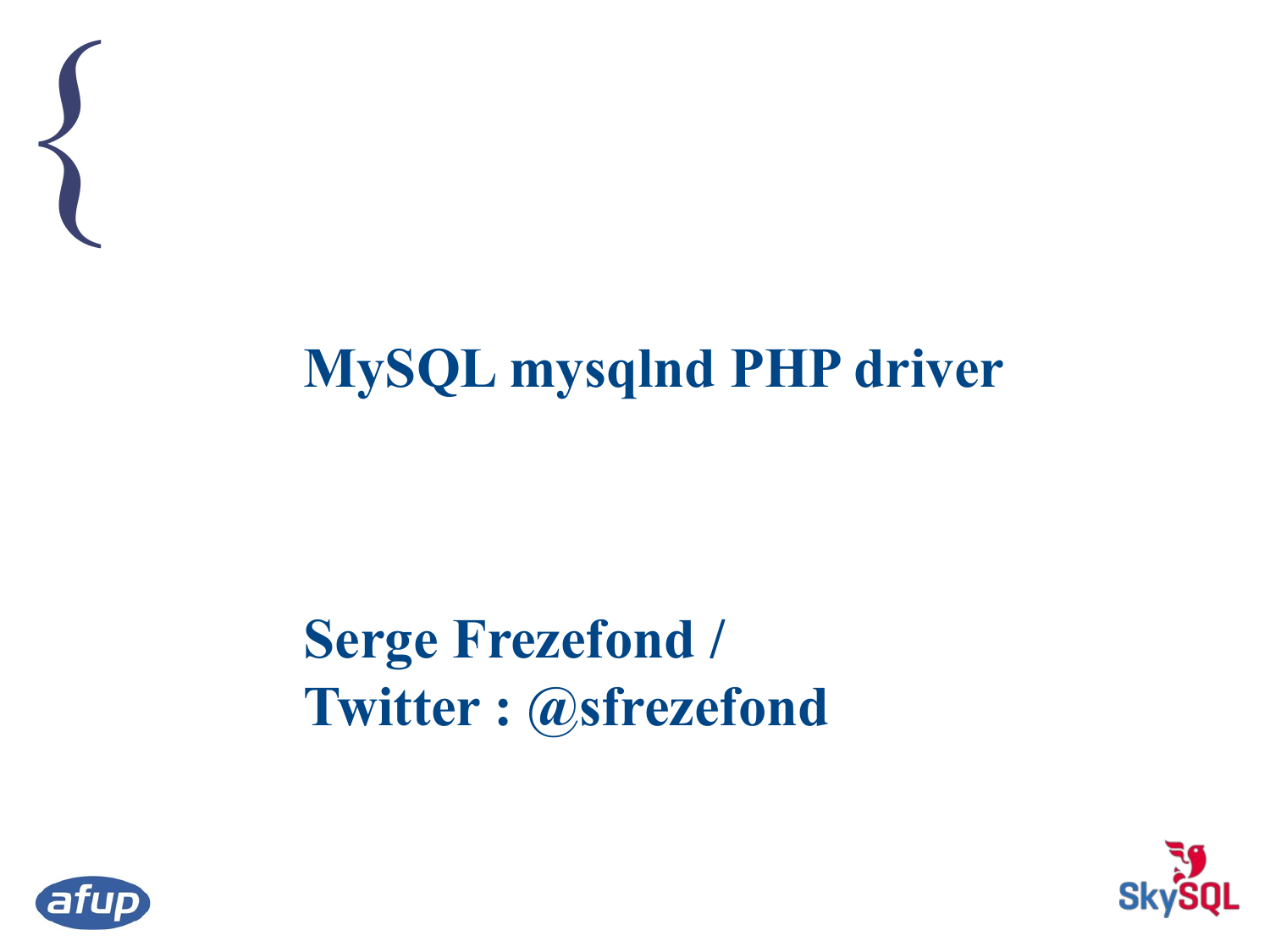# MySQL mysqlnd PHP driver

**Serge Frezefond /**
**Twitter : @sfrezefond**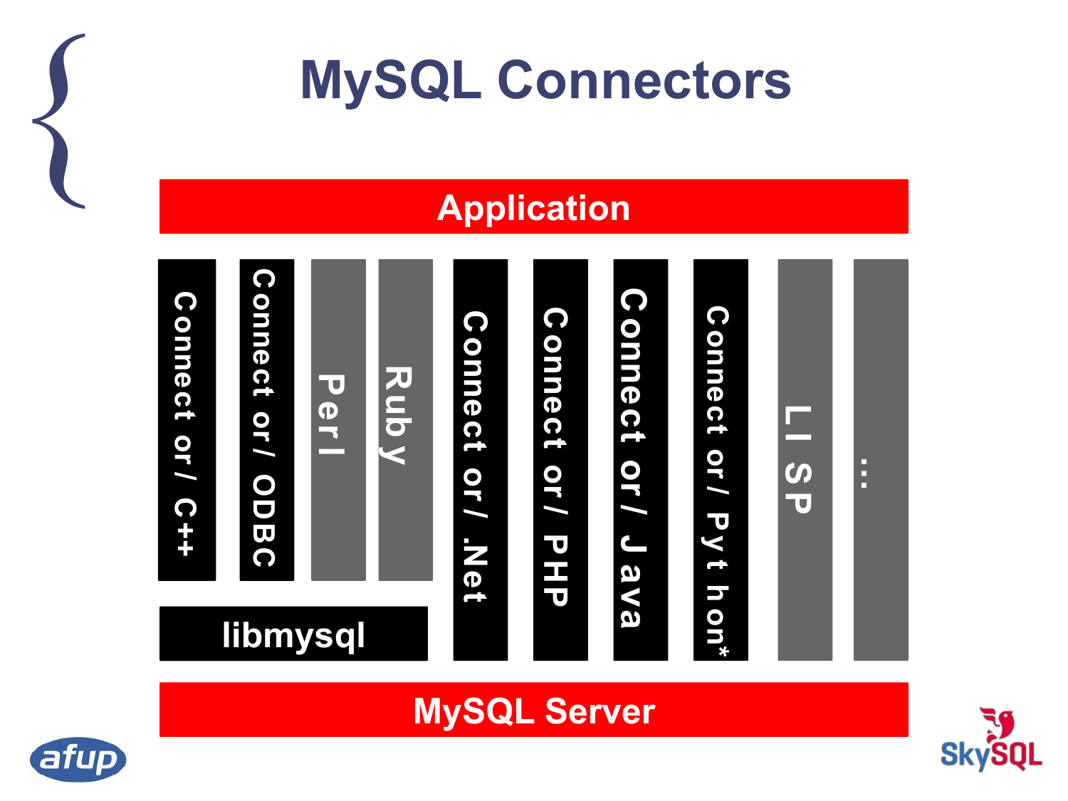# MySQL Connectors

Application

- Connector/C++
- Connector/ODBC
- Perl
- Ruby
- Connector/.Net
- Connector/PHP
- Connector/Java
- Connector/Python*
- LISP
- ...

libmysql

MySQL Server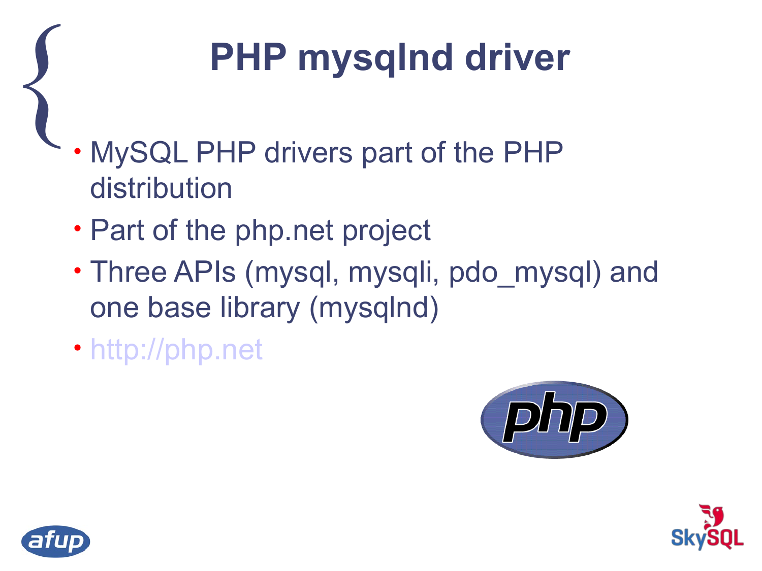# PHP mysqlnd driver

- MySQL PHP drivers part of the PHP distribution
- Part of the php.net project
- Three APIs (mysql, mysqli, pdo_mysql) and one base library (mysqlnd)
- http://php.net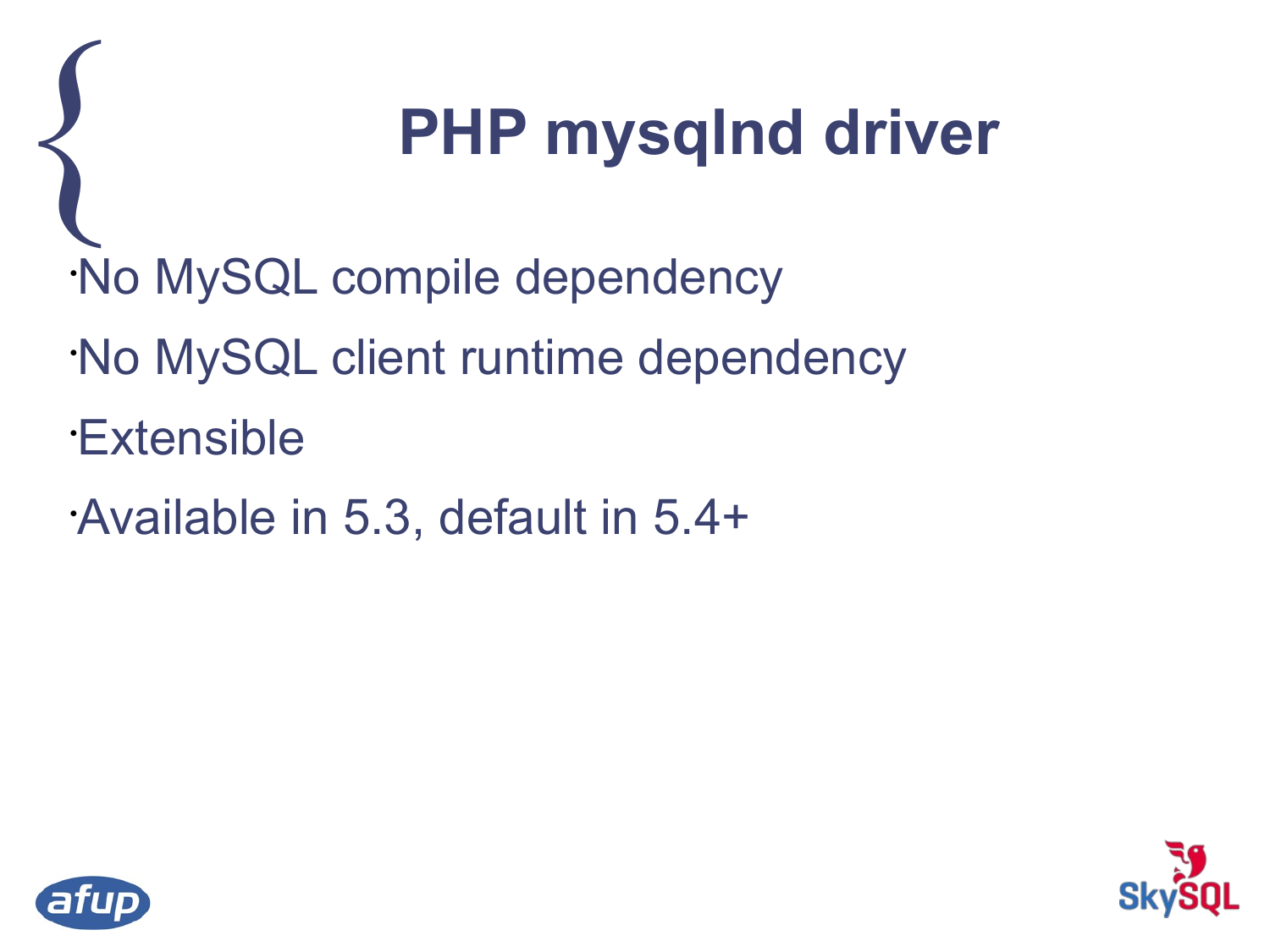# PHP mysqlnd driver

- No MySQL compile dependency
- No MySQL client runtime dependency
- Extensible
- Available in 5.3, default in 5.4+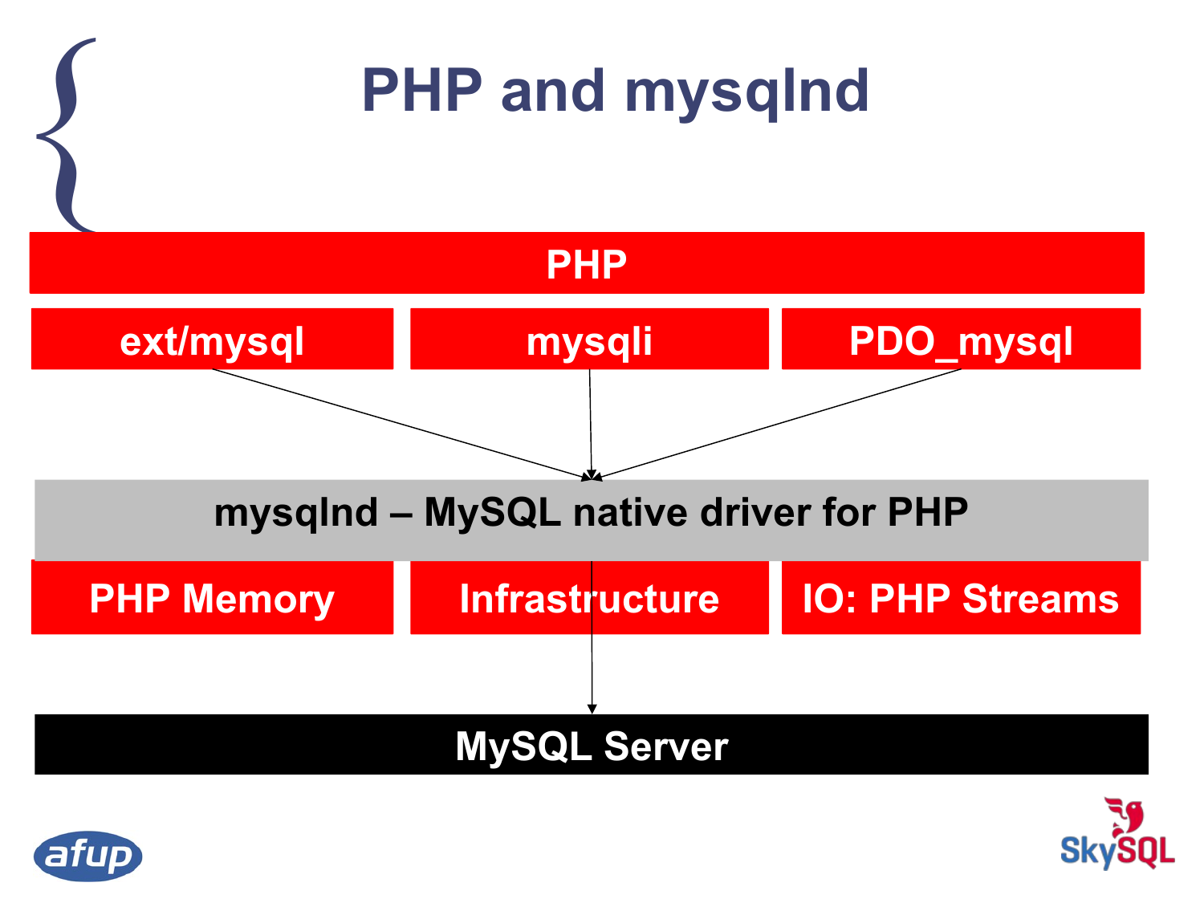# PHP and mysqlnd

PHP

ext/mysql | mysqli | PDO_mysql

mysqlnd – MySQL native driver for PHP

PHP Memory | Infrastructure | IO: PHP Streams

MySQL Server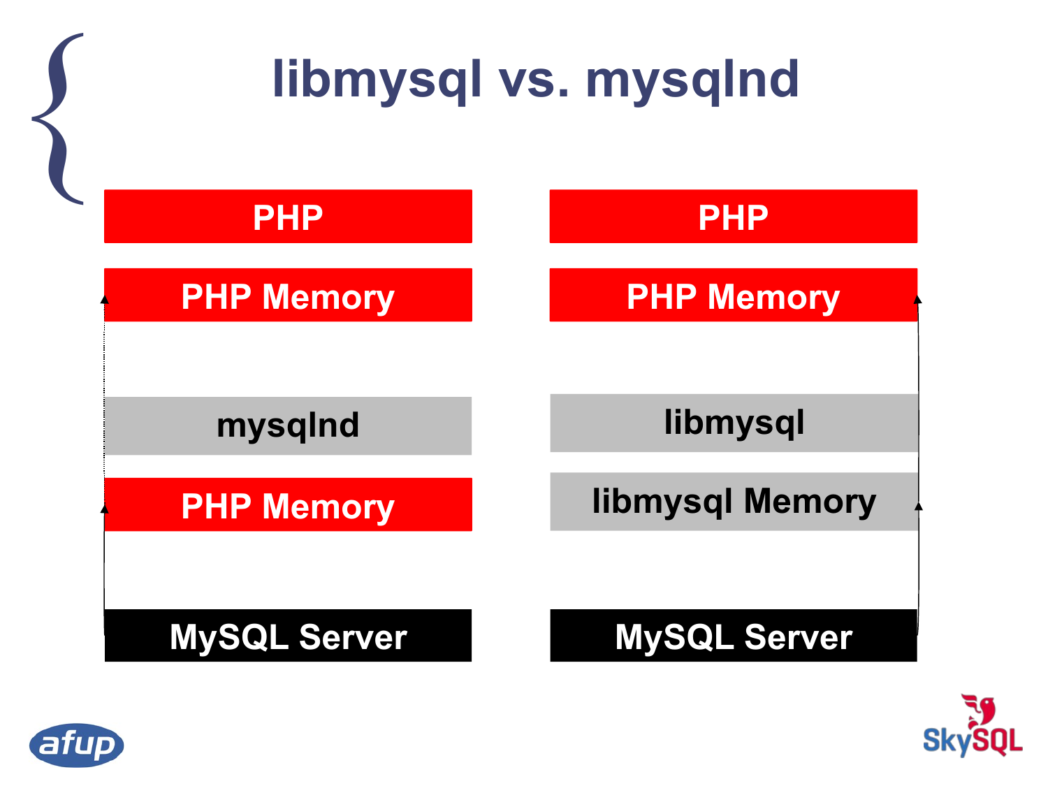# libmysql vs. mysqlnd

| mysqlnd | libmysql |
| --- | --- |
| PHP | PHP |
| PHP Memory | PHP Memory |
| mysqlnd | libmysql |
| PHP Memory | libmysql Memory |
| MySQL Server | MySQL Server |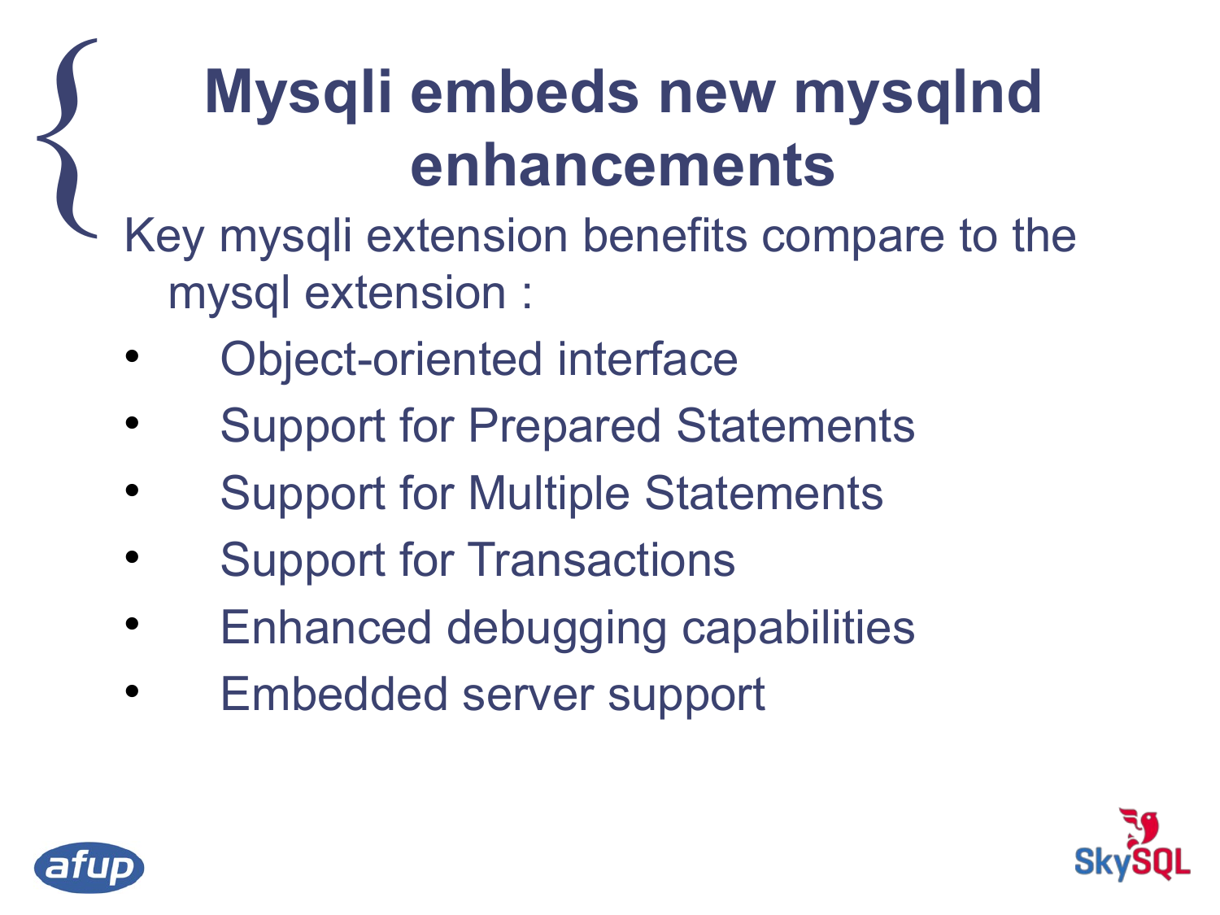# Mysqli embeds new mysqlnd enhancements

Key mysqli extension benefits compare to the mysql extension :

- Object-oriented interface
- Support for Prepared Statements
- Support for Multiple Statements
- Support for Transactions
- Enhanced debugging capabilities
- Embedded server support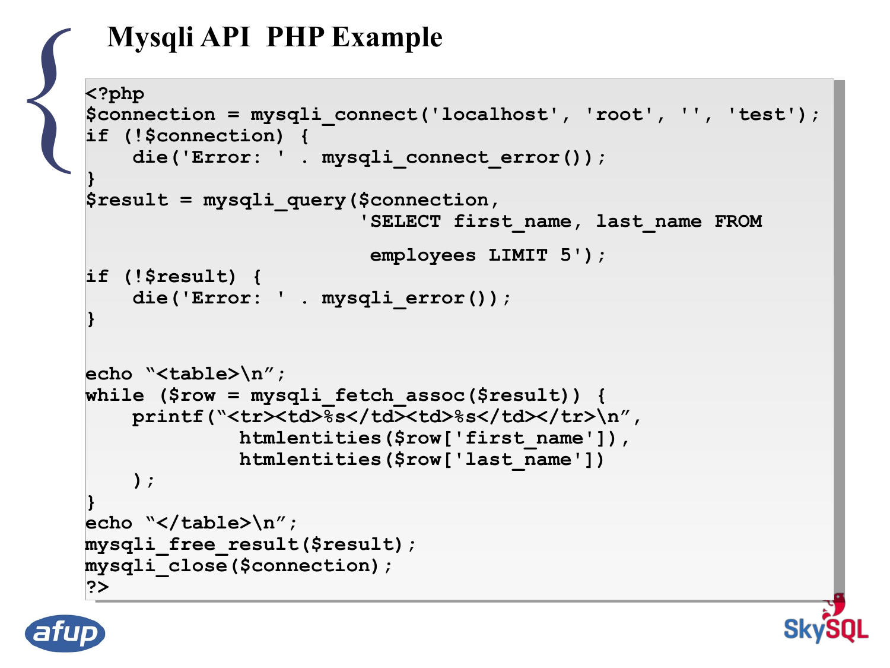# Mysqli API PHP Example

```
<?php
$connection = mysqli_connect('localhost', 'root', '', 'test');
if (!$connection) {
    die('Error: ' . mysqli_connect_error());
}
$result = mysqli_query($connection,
                       'SELECT first_name, last_name FROM

                        employees LIMIT 5');
if (!$result) {
    die('Error: ' . mysqli_error());
}


echo "<table>\n";
while ($row = mysqli_fetch_assoc($result)) {
    printf("<tr><td>%s</td><td>%s</td></tr>\n",
             htmlentities($row['first_name']),
             htmlentities($row['last_name'])
    );
}
echo "</table>\n";
mysqli_free_result($result);
mysqli_close($connection);
?>
```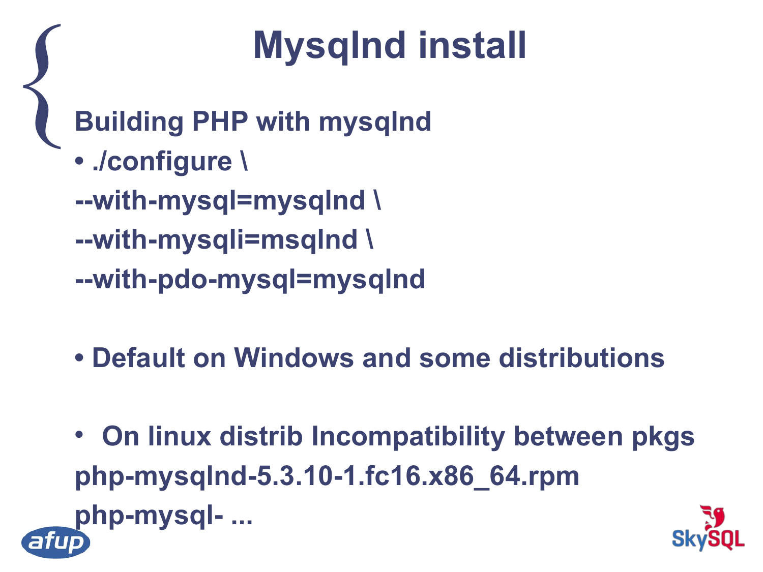# Mysqlnd install

**Building PHP with mysqlnd**

- ./configure \

--with-mysql=mysqlnd \

--with-mysqli=msqlnd \

--with-pdo-mysql=mysqlnd

- Default on Windows and some distributions

- On linux distrib Incompatibility between pkgs

php-mysqlnd-5.3.10-1.fc16.x86_64.rpm

php-mysql- ...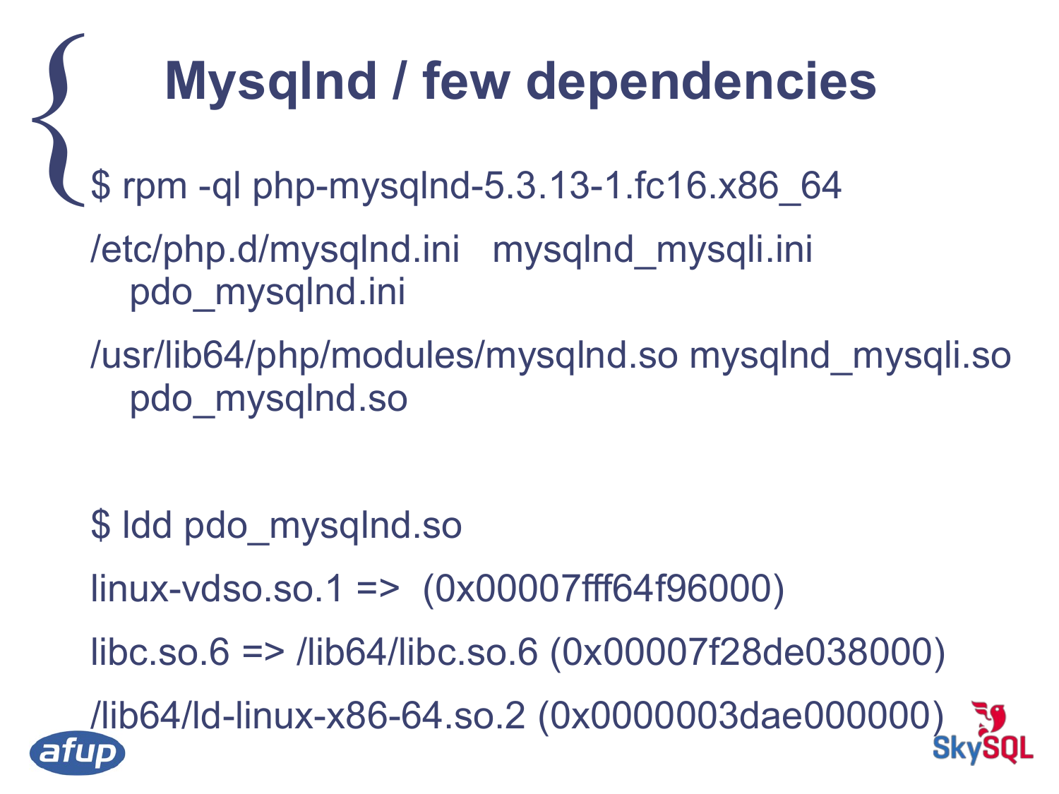# Mysqlnd / few dependencies

```
$ rpm -ql php-mysqlnd-5.3.13-1.fc16.x86_64
/etc/php.d/mysqlnd.ini   mysqlnd_mysqli.ini
   pdo_mysqlnd.ini
/usr/lib64/php/modules/mysqlnd.so mysqlnd_mysqli.so
   pdo_mysqlnd.so


$ ldd pdo_mysqlnd.so
linux-vdso.so.1 =>  (0x00007fff64f96000)
libc.so.6 => /lib64/libc.so.6 (0x00007f28de038000)
/lib64/ld-linux-x86-64.so.2 (0x0000003dae000000)
```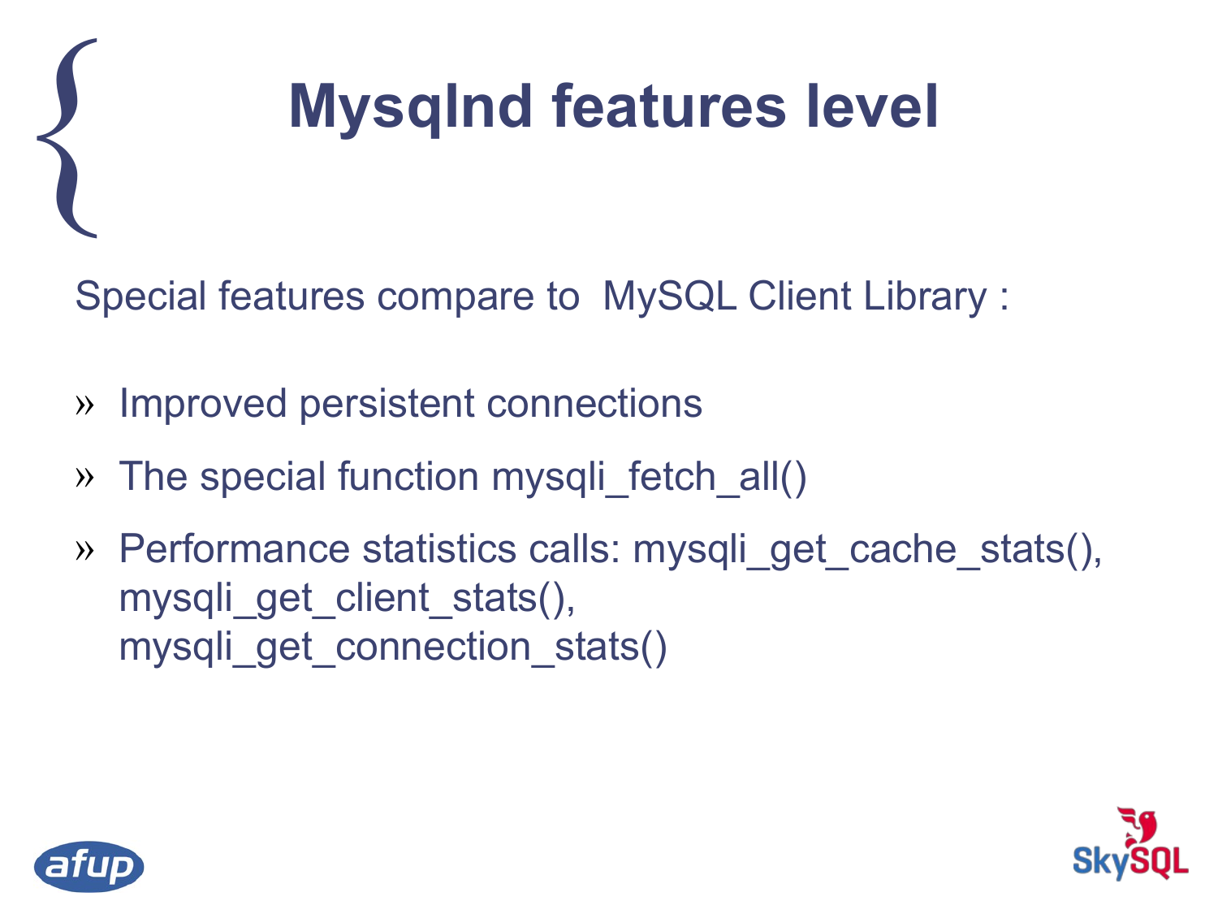# Mysqlnd features level

Special features compare to  MySQL Client Library :

- Improved persistent connections
- The special function mysqli_fetch_all()
- Performance statistics calls: mysqli_get_cache_stats(), mysqli_get_client_stats(), mysqli_get_connection_stats()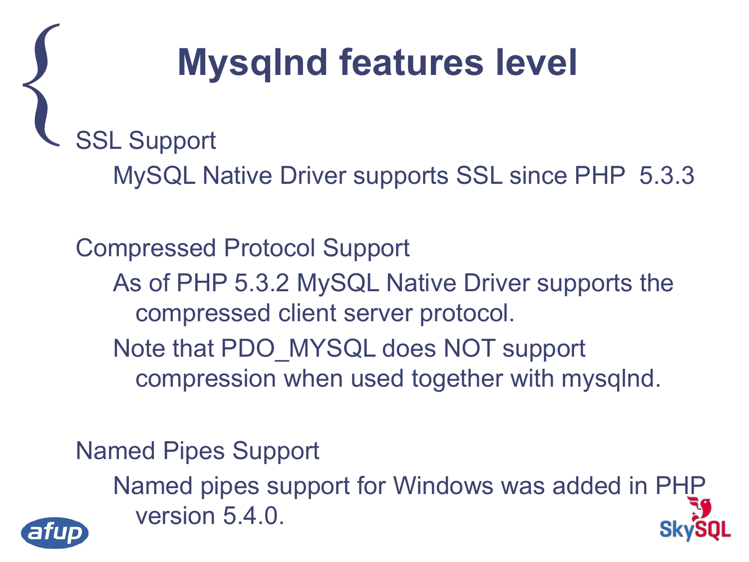# Mysqlnd features level

- SSL Support
  - MySQL Native Driver supports SSL since PHP 5.3.3

- Compressed Protocol Support
  - As of PHP 5.3.2 MySQL Native Driver supports the compressed client server protocol.
  - Note that PDO_MYSQL does NOT support compression when used together with mysqlnd.

- Named Pipes Support
  - Named pipes support for Windows was added in PHP version 5.4.0.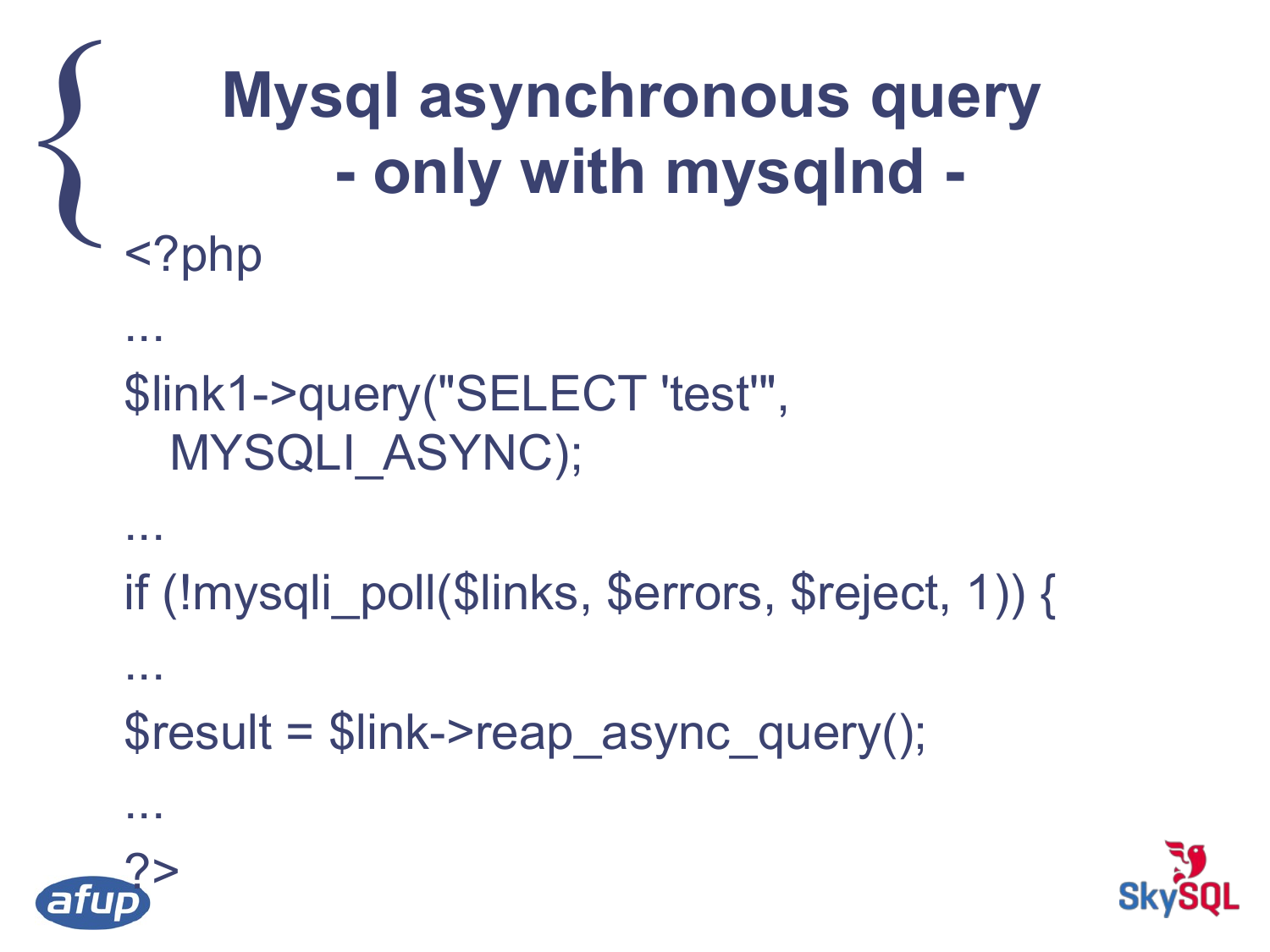# Mysql asynchronous query - only with mysqlnd -

```
<?php
...
$link1->query("SELECT 'test'",
   MYSQLI_ASYNC);
...
if (!mysqli_poll($links, $errors, $reject, 1)) {
...
$result = $link->reap_async_query();
...
?>
```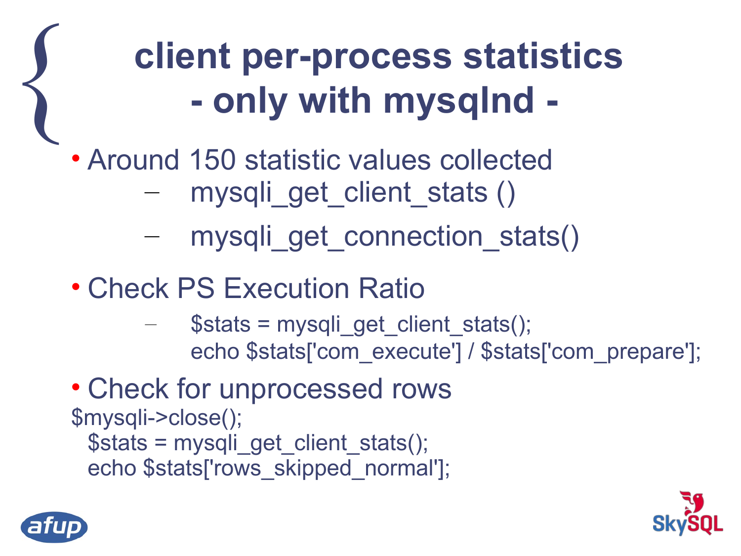# client per-process statistics - only with mysqlnd -

- Around 150 statistic values collected
  - mysqli_get_client_stats ()
  - mysqli_get_connection_stats()
- Check PS Execution Ratio
  - ```
    $stats = mysqli_get_client_stats();
    echo $stats['com_execute'] / $stats['com_prepare'];
    ```
- Check for unprocessed rows

```
$mysqli->close();
  $stats = mysqli_get_client_stats();
  echo $stats['rows_skipped_normal'];
```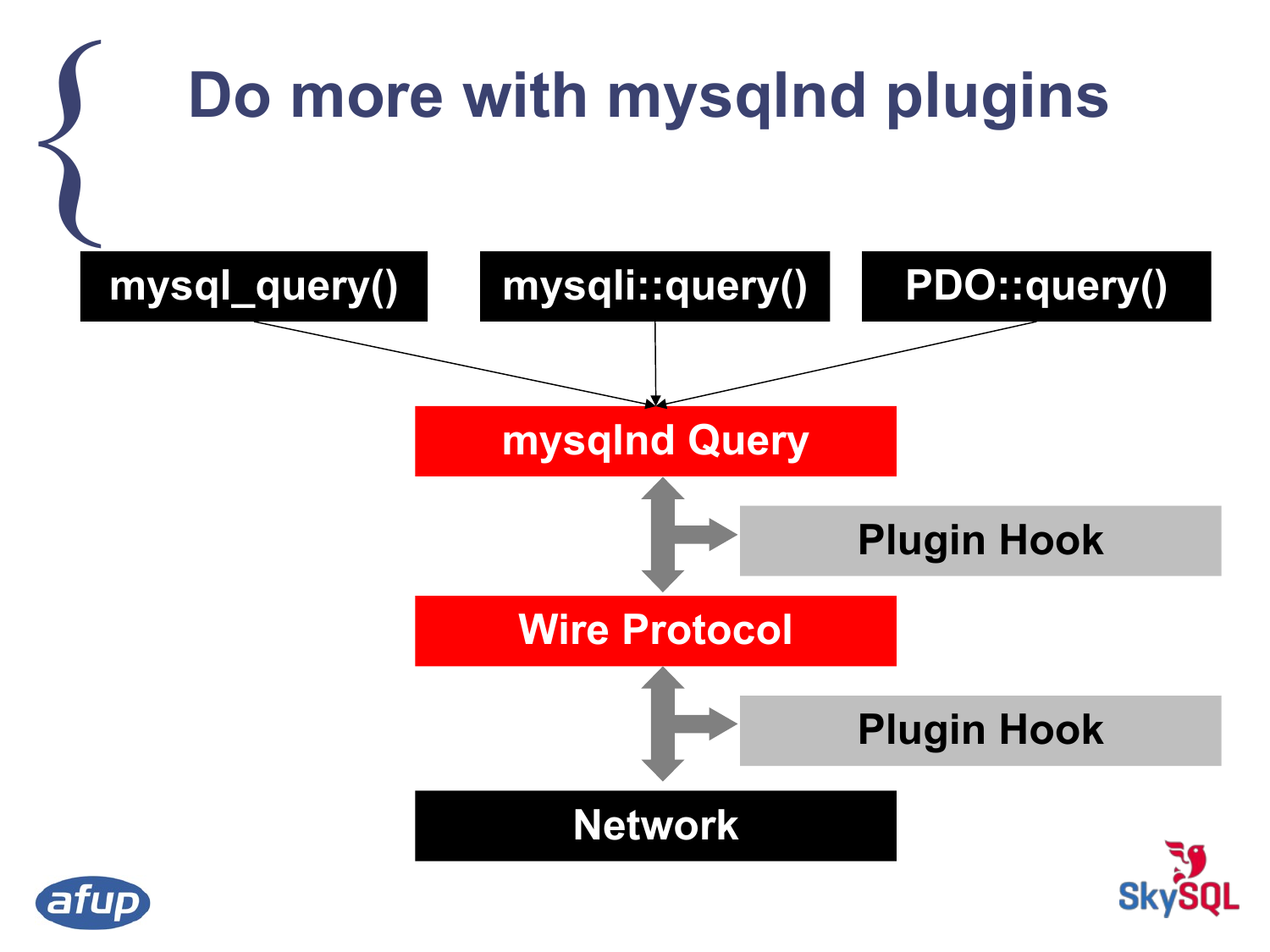# Do more with mysqlnd plugins

mysql_query()

mysqli::query()

PDO::query()

mysqlnd Query

Plugin Hook

Wire Protocol

Plugin Hook

Network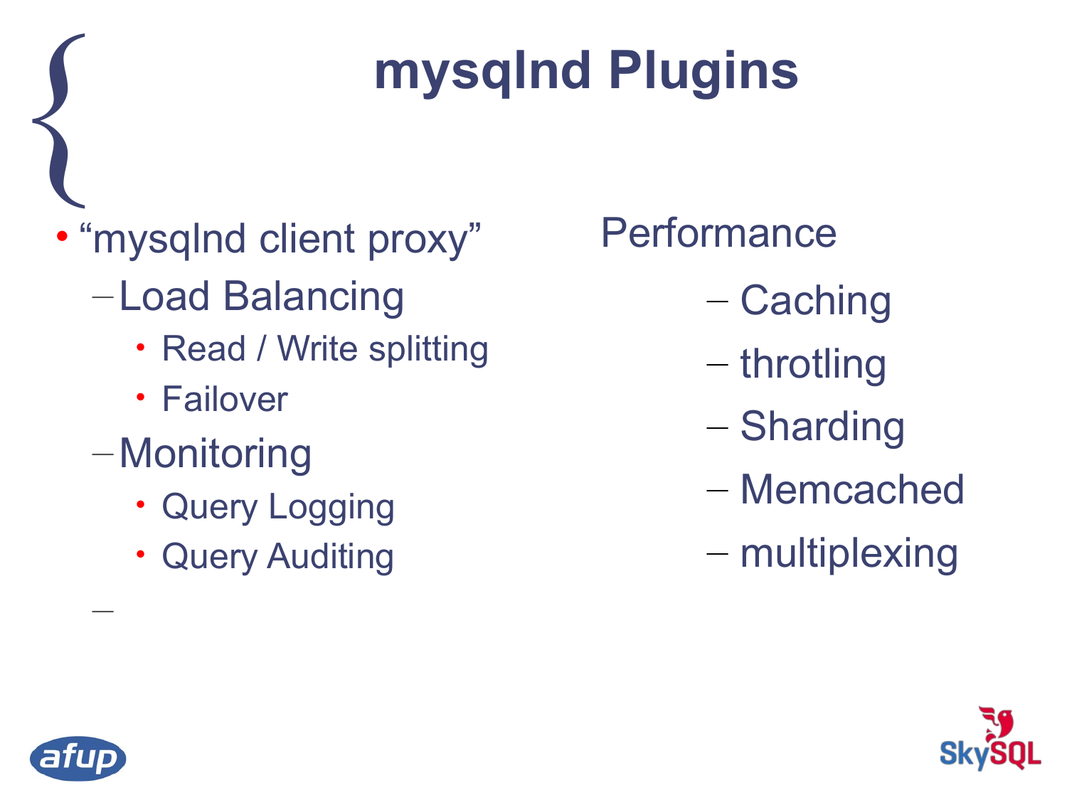# mysqlnd Plugins

- “mysqlnd client proxy”
  - Load Balancing
    - Read / Write splitting
    - Failover
  - Monitoring
    - Query Logging
    - Query Auditing
  - 

Performance

- Caching
- throtling
- Sharding
- Memcached
- multiplexing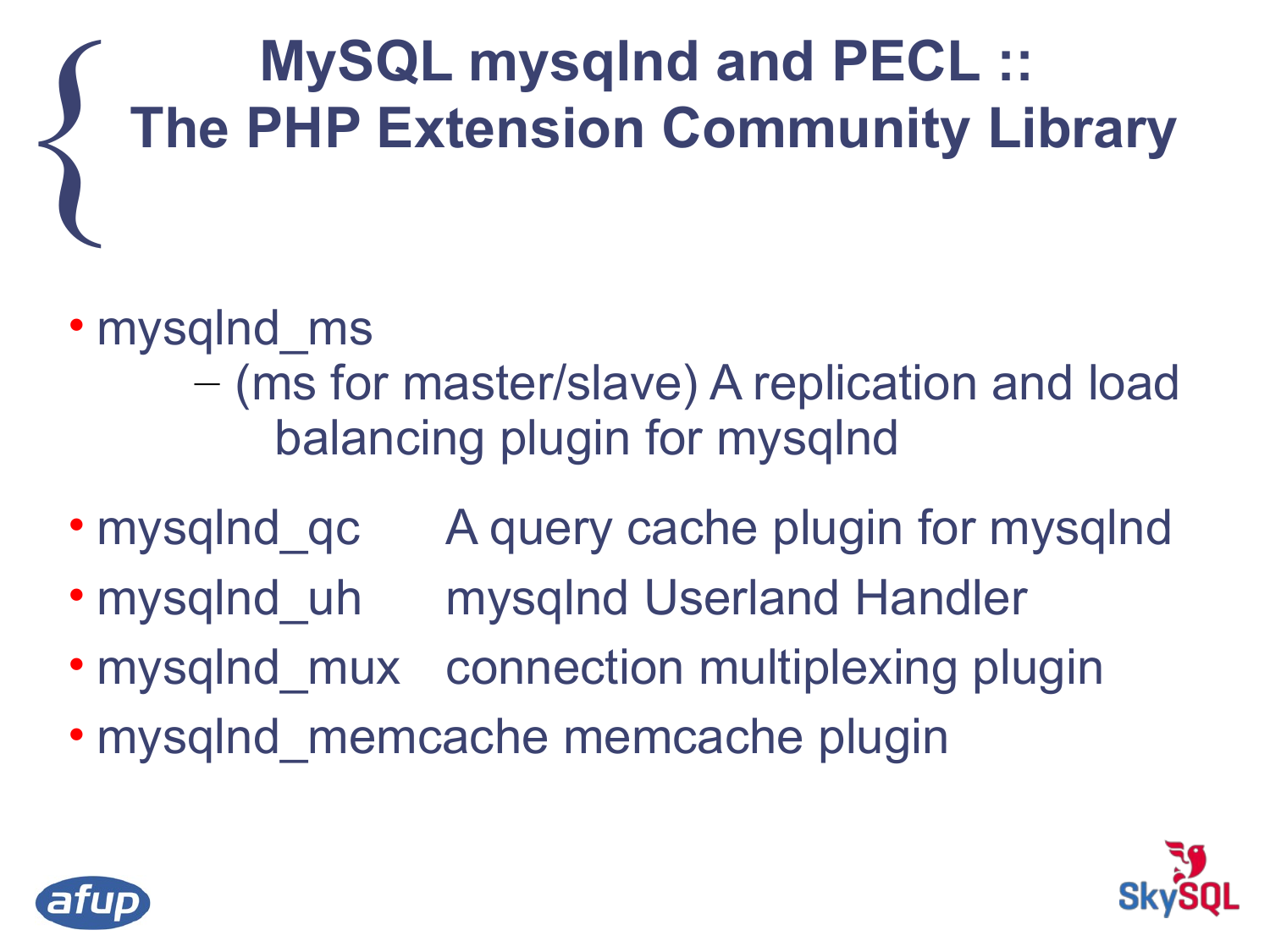# MySQL mysqlnd and PECL :: The PHP Extension Community Library

- mysqlnd_ms
  - (ms for master/slave) A replication and load balancing plugin for mysqlnd
- mysqlnd_qc A query cache plugin for mysqlnd
- mysqlnd_uh mysqlnd Userland Handler
- mysqlnd_mux connection multiplexing plugin
- mysqlnd_memcache memcache plugin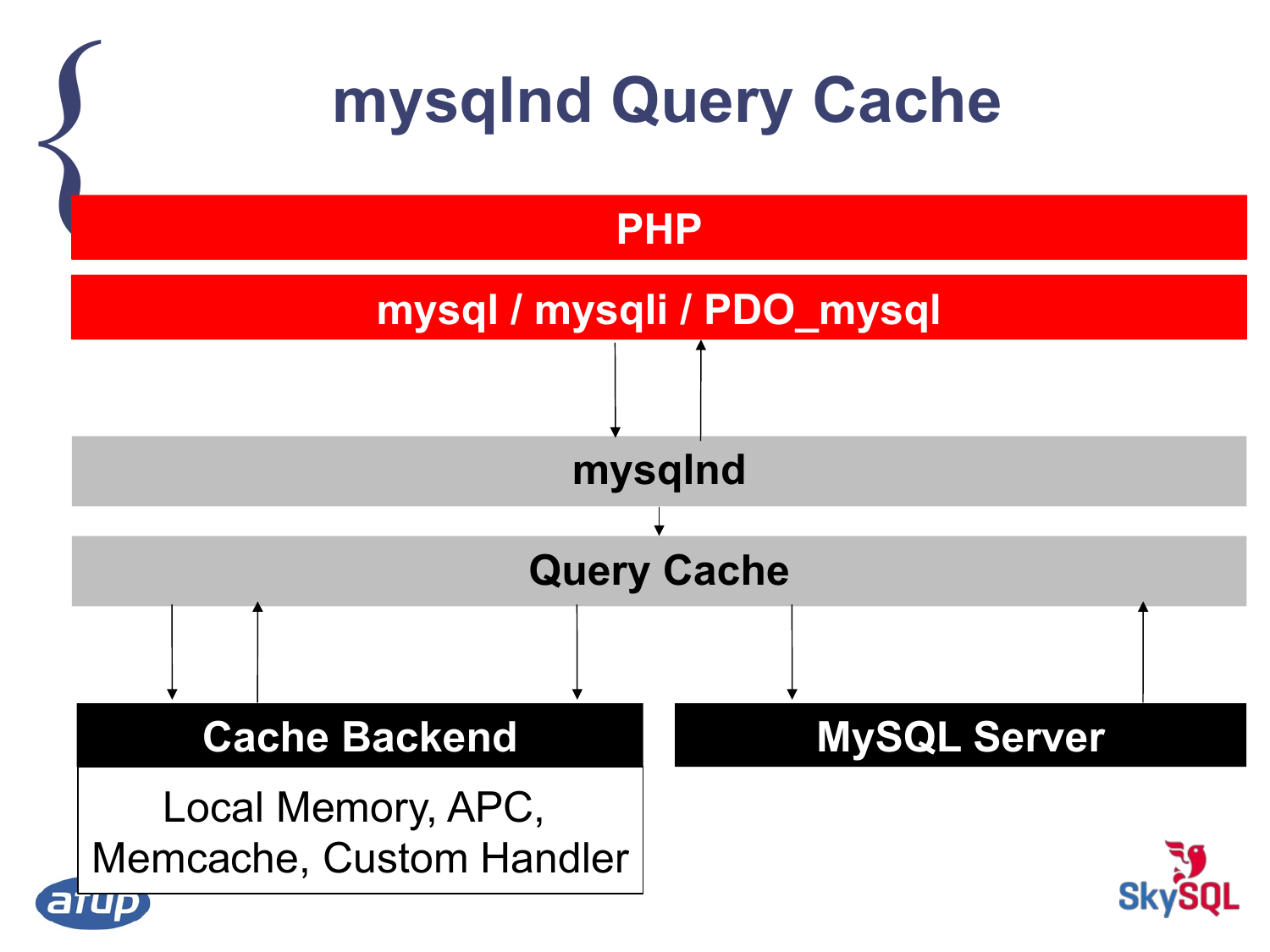# mysqlnd Query Cache

PHP

mysql / mysqli / PDO_mysql

mysqlnd

Query Cache

Cache Backend

Local Memory, APC, Memcache, Custom Handler

MySQL Server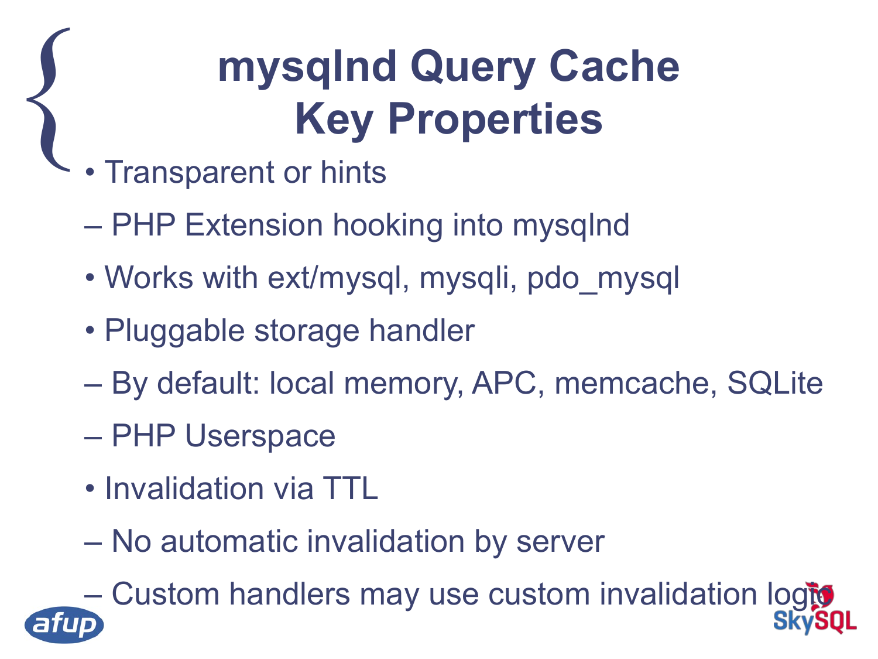# mysqlnd Query Cache Key Properties

- Transparent or hints
  - PHP Extension hooking into mysqlnd
- Works with ext/mysql, mysqli, pdo_mysql
- Pluggable storage handler
  - By default: local memory, APC, memcache, SQLite
  - PHP Userspace
- Invalidation via TTL
  - No automatic invalidation by server
  - Custom handlers may use custom invalidation logic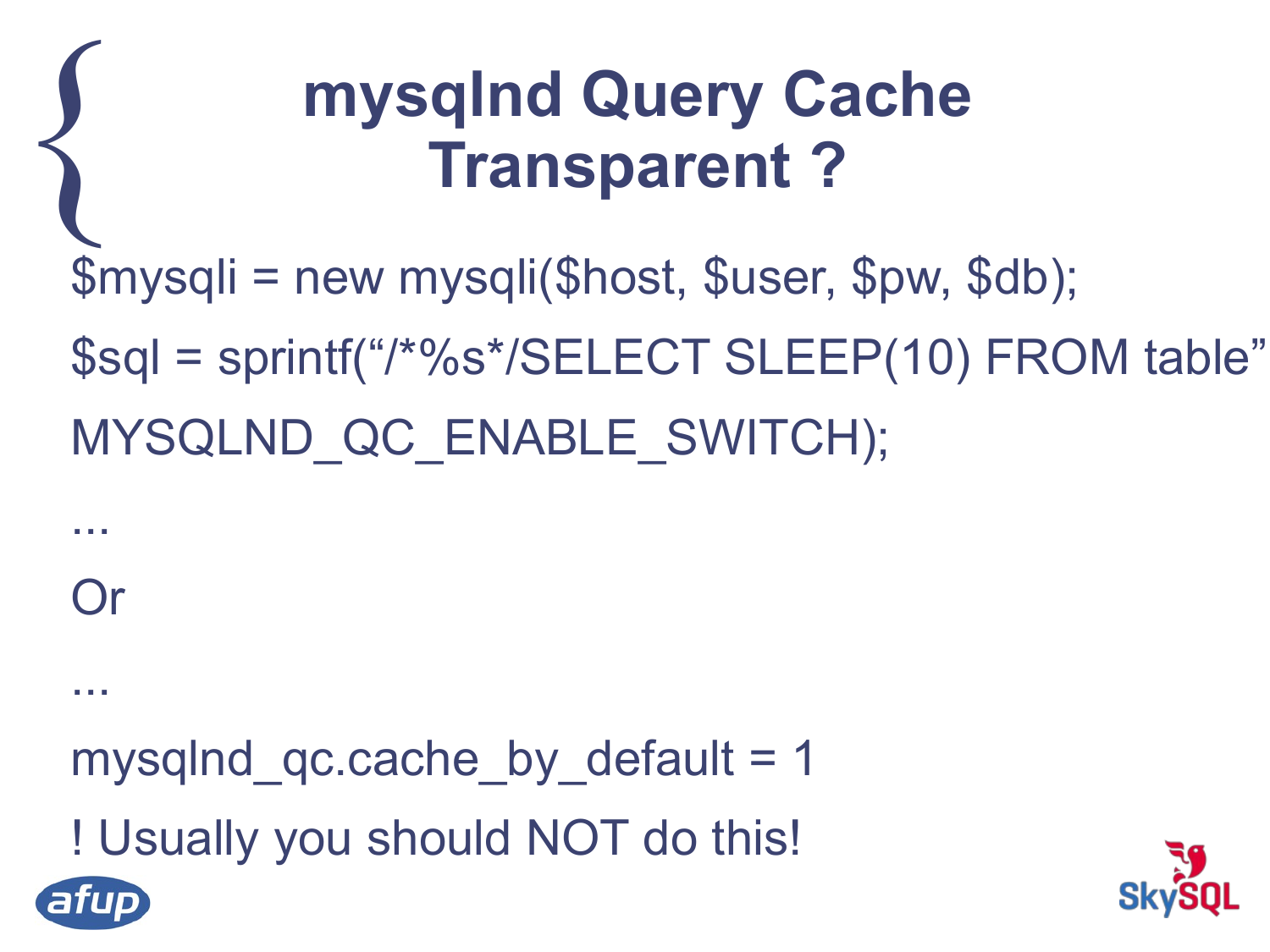# mysqlnd Query Cache Transparent ?

```
$mysqli = new mysqli($host, $user, $pw, $db);
$sql = sprintf("/*%s*/SELECT SLEEP(10) FROM table"
MYSQLND_QC_ENABLE_SWITCH);
...
```

Or

```
...
mysqlnd_qc.cache_by_default = 1
```

! Usually you should NOT do this!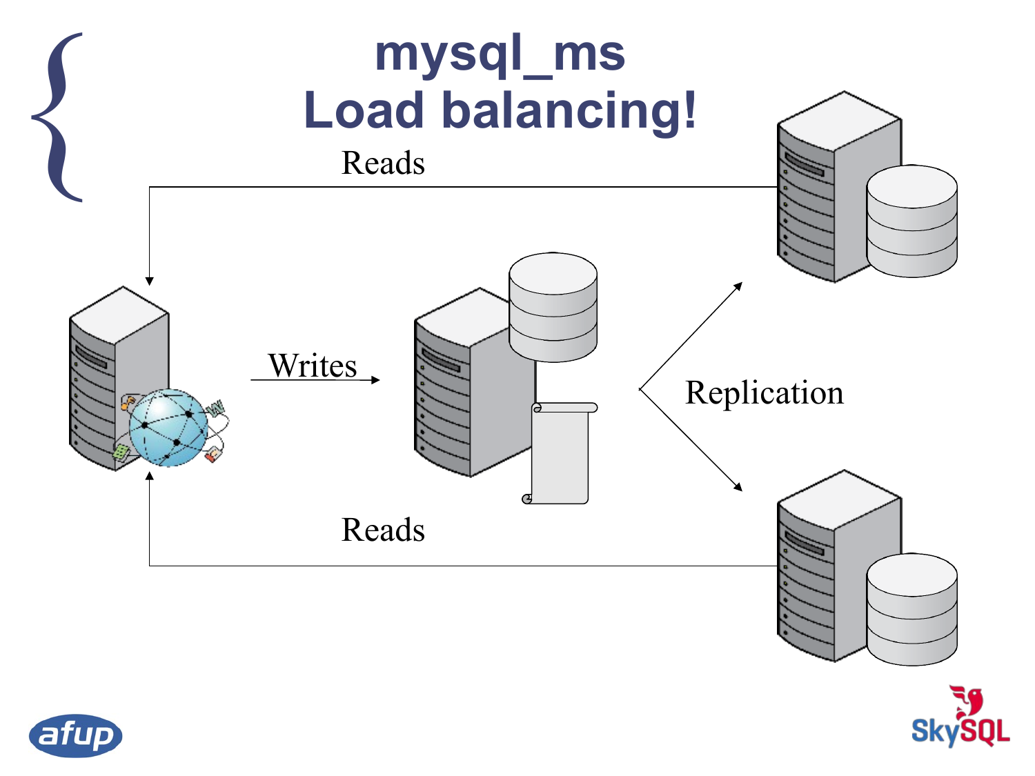# mysql_ms
# Load balancing!

Reads

Writes

Replication

Reads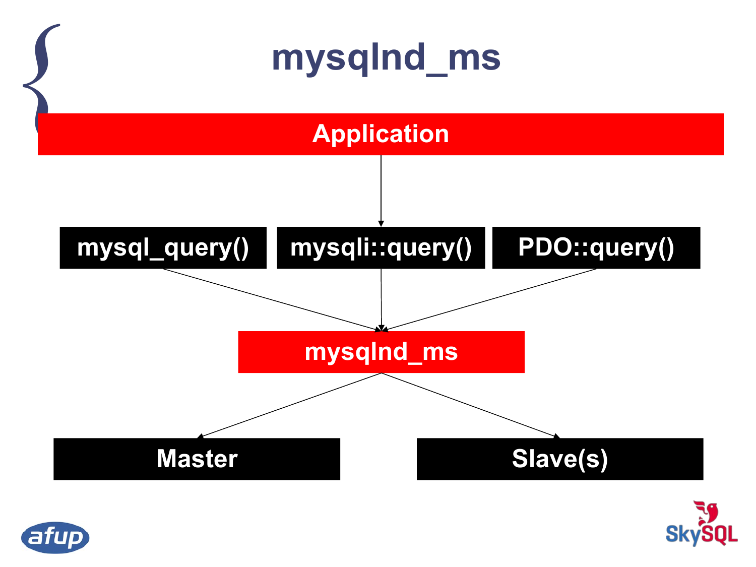# mysqlnd_ms

Application

mysql_query() | mysqli::query() | PDO::query()

mysqlnd_ms

Master

Slave(s)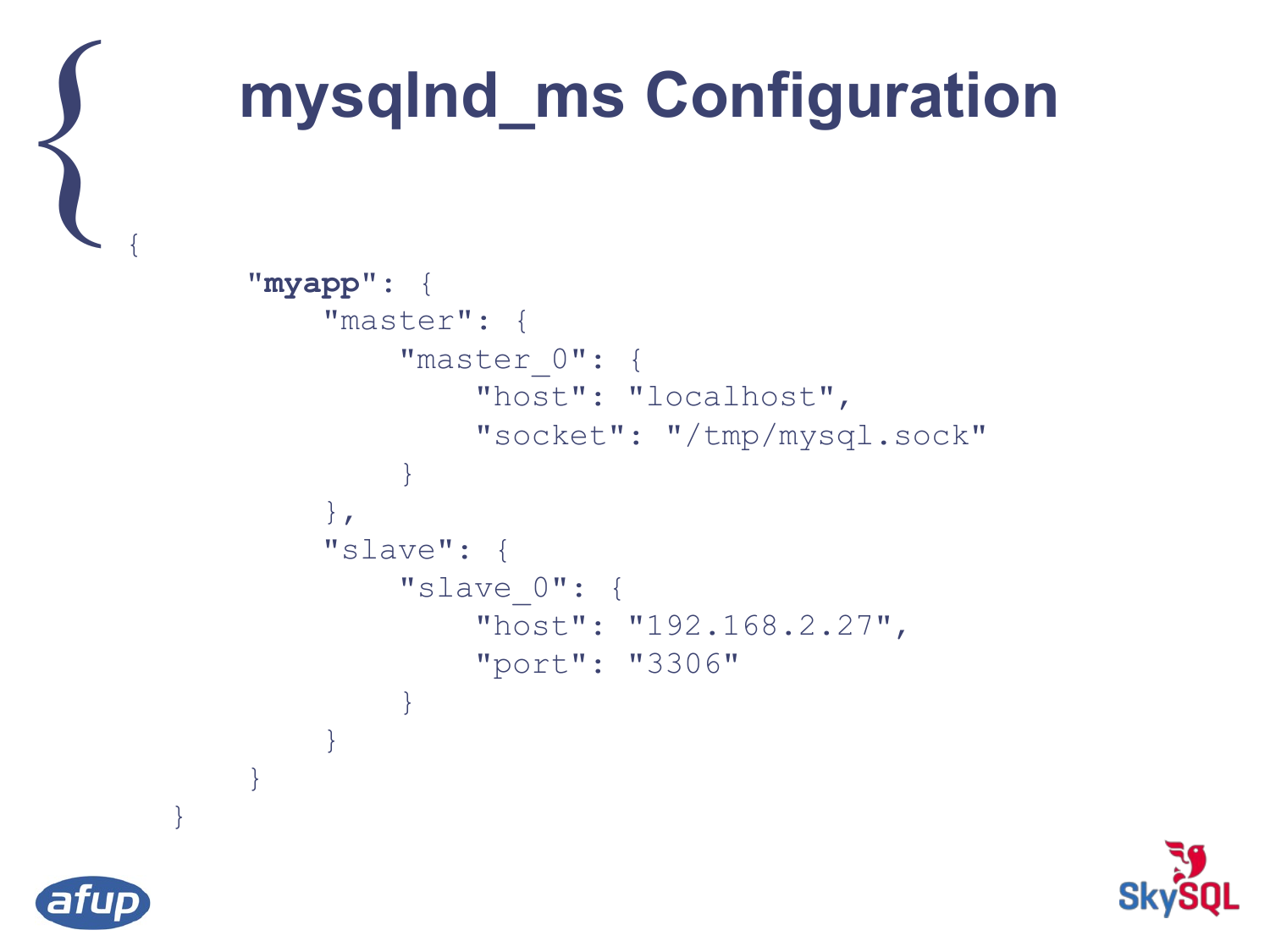# mysqlnd_ms Configuration

```
{
    "myapp": {
        "master": {
            "master_0": {
                "host": "localhost",
                "socket": "/tmp/mysql.sock"
            }
        },
        "slave": {
            "slave_0": {
                "host": "192.168.2.27",
                "port": "3306"
            }
        }
    }
}
```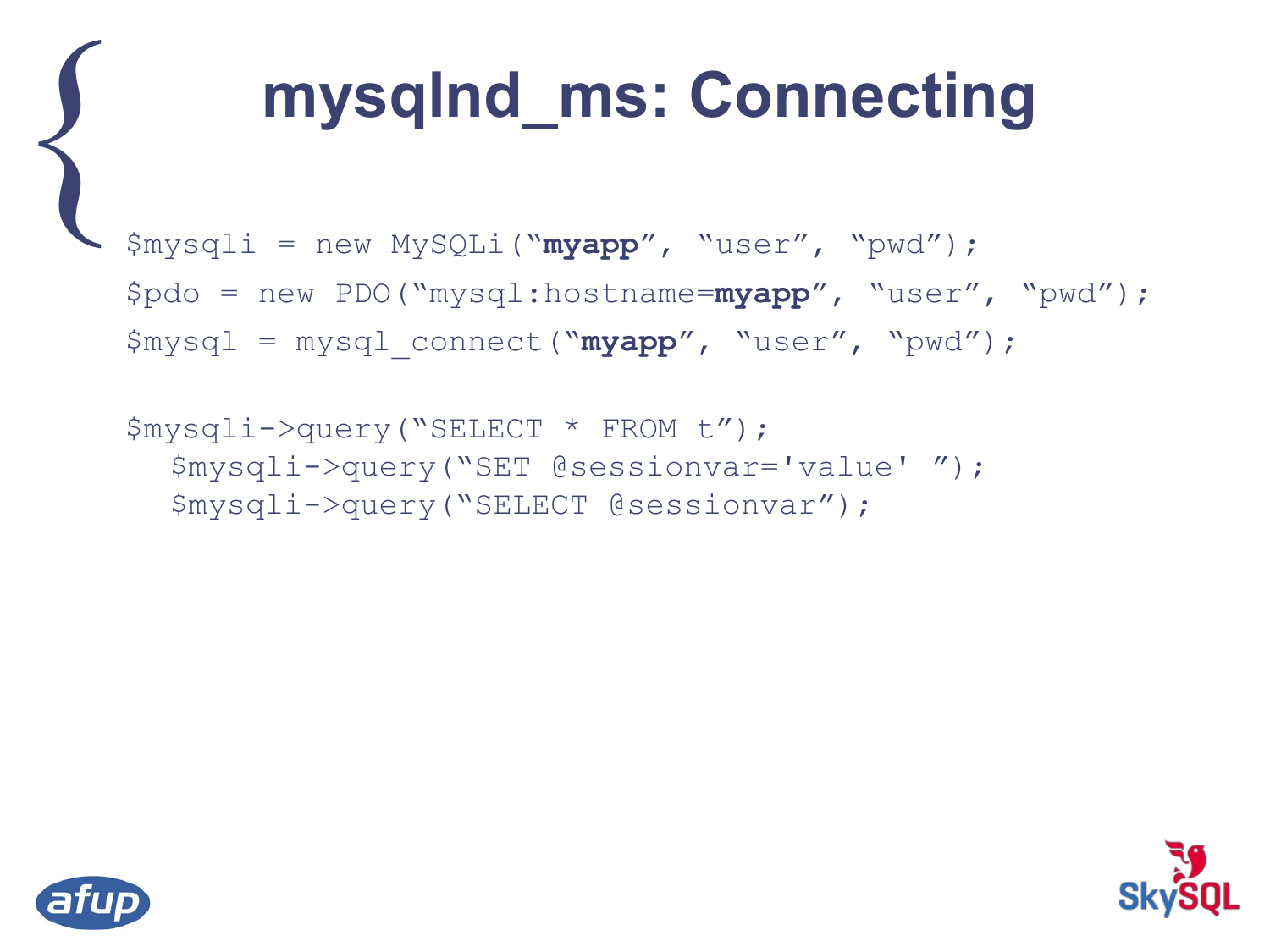# mysqlnd_ms: Connecting

```
$mysqli = new MySQLi("myapp", "user", "pwd");
$pdo = new PDO("mysql:hostname=myapp", "user", "pwd");
$mysql = mysql_connect("myapp", "user", "pwd");

$mysqli->query("SELECT * FROM t");
   $mysqli->query("SET @sessionvar='value' ");
   $mysqli->query("SELECT @sessionvar");
```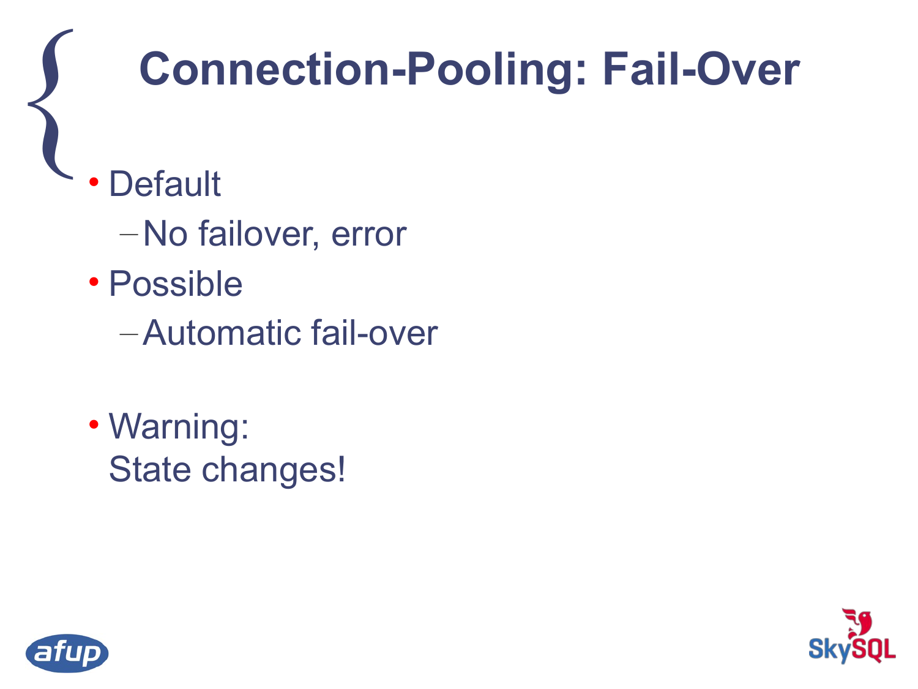# Connection-Pooling: Fail-Over

- Default
  - No failover, error
- Possible
  - Automatic fail-over

- Warning:
  State changes!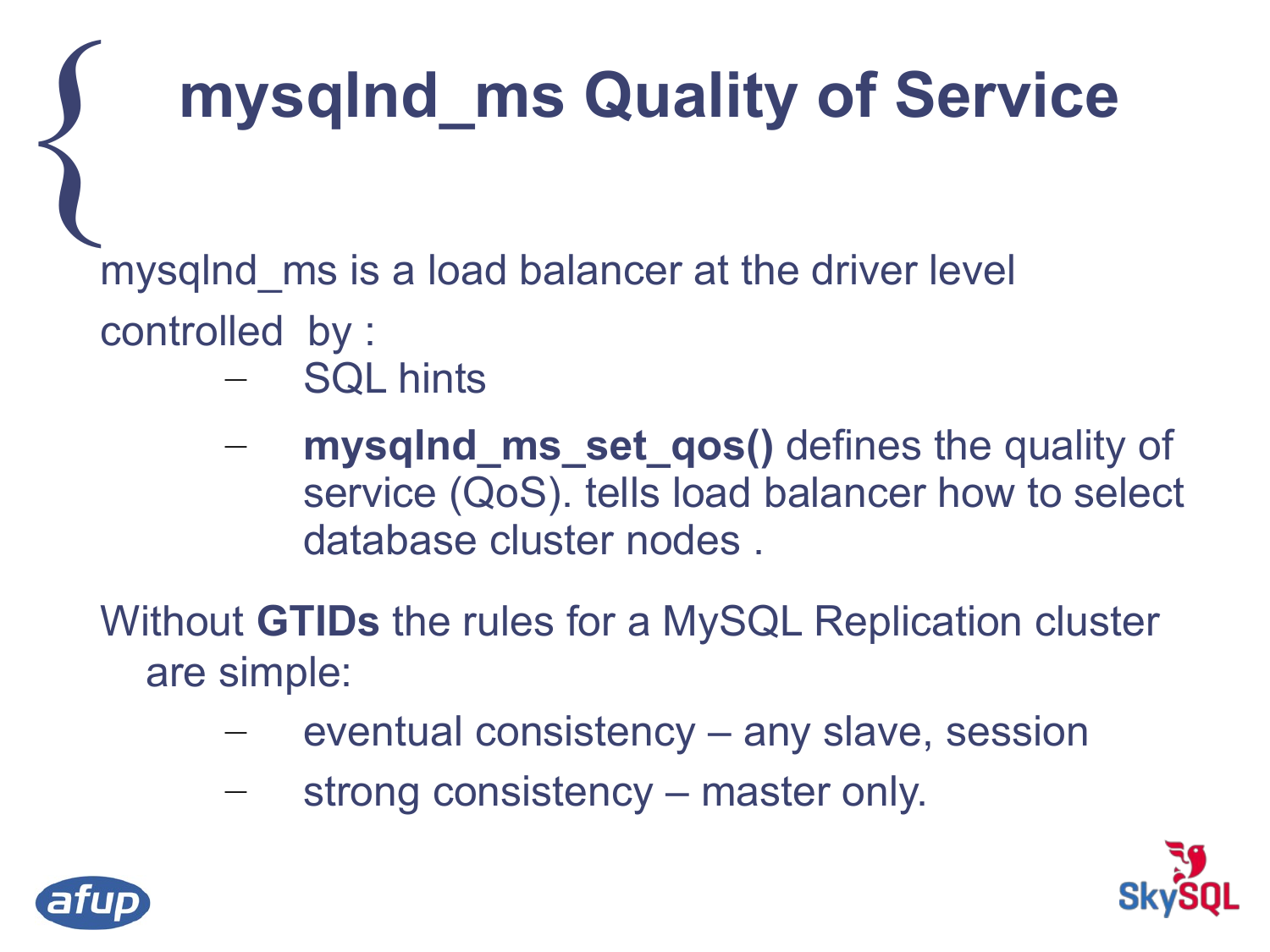# mysqlnd_ms Quality of Service

mysqlnd_ms is a load balancer at the driver level

controlled by :

- SQL hints
- **mysqlnd_ms_set_qos()** defines the quality of service (QoS). tells load balancer how to select database cluster nodes .

Without **GTIDs** the rules for a MySQL Replication cluster are simple:

- eventual consistency – any slave, session
- strong consistency – master only.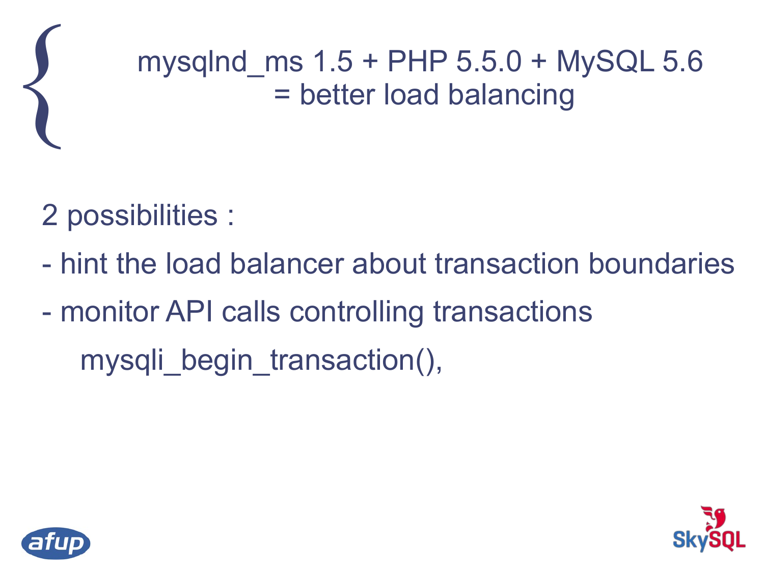# mysqlnd_ms 1.5 + PHP 5.5.0 + MySQL 5.6 = better load balancing

2 possibilities :

- hint the load balancer about transaction boundaries
- monitor API calls controlling transactions

  mysqli_begin_transaction(),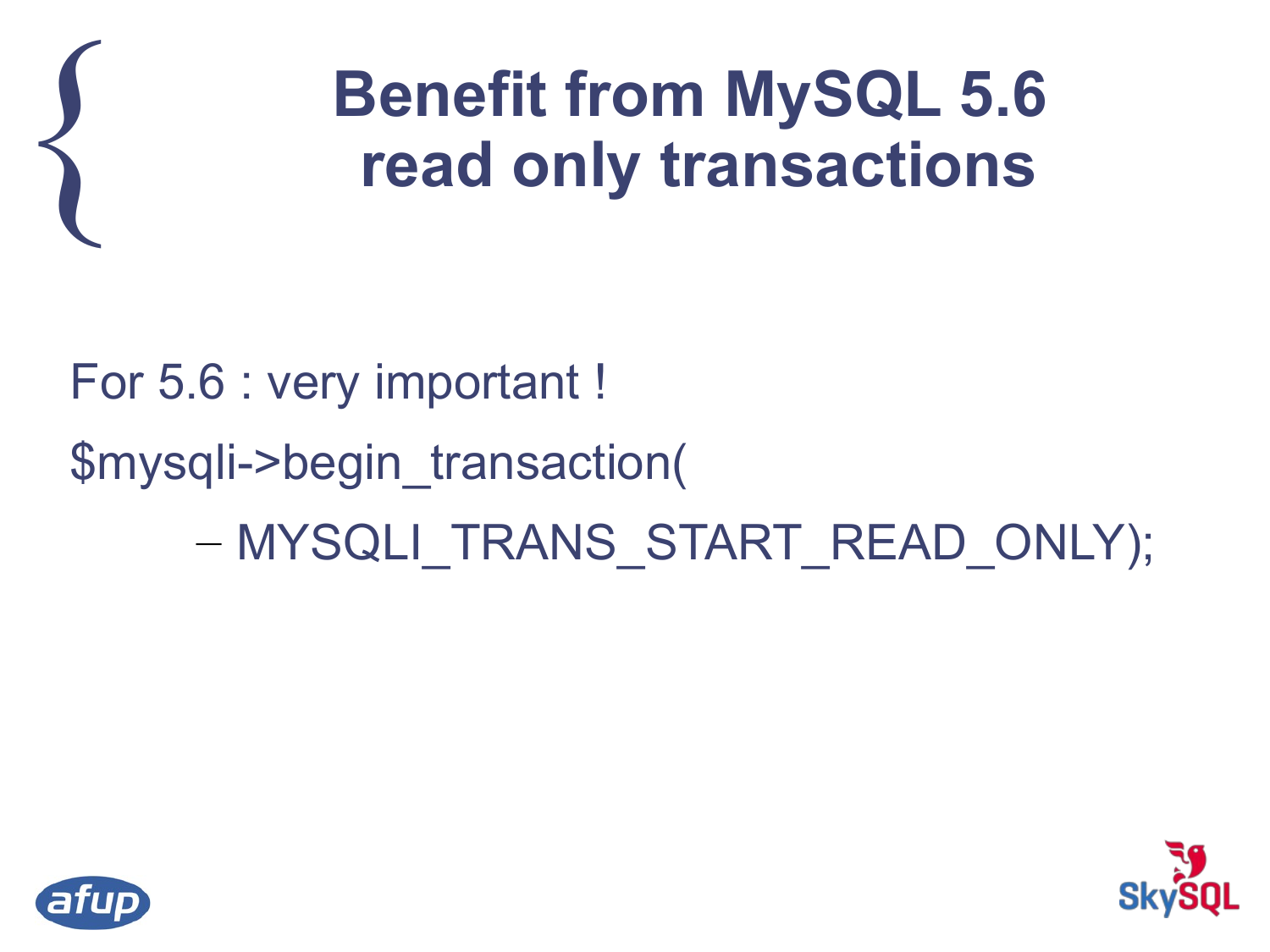# Benefit from MySQL 5.6 read only transactions

For 5.6 : very important !

$mysqli->begin_transaction(

- MYSQLI_TRANS_START_READ_ONLY);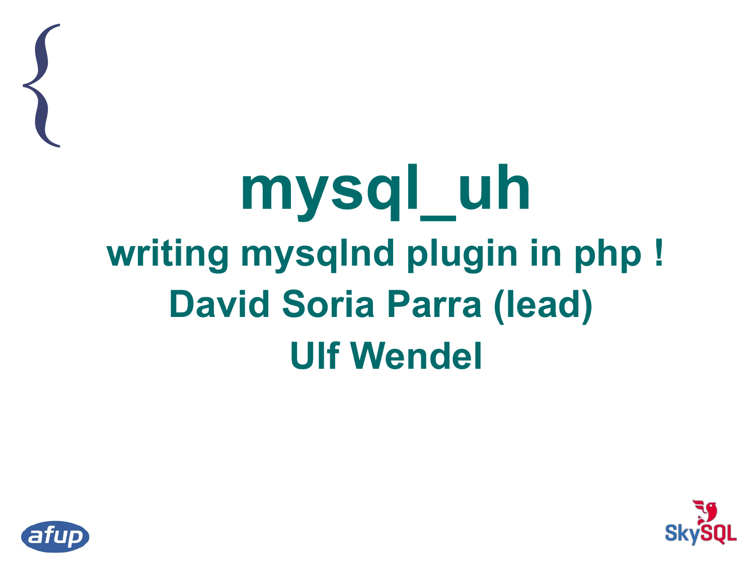# mysql_uh

## writing mysqlnd plugin in php !

## David Soria Parra (lead)

## Ulf Wendel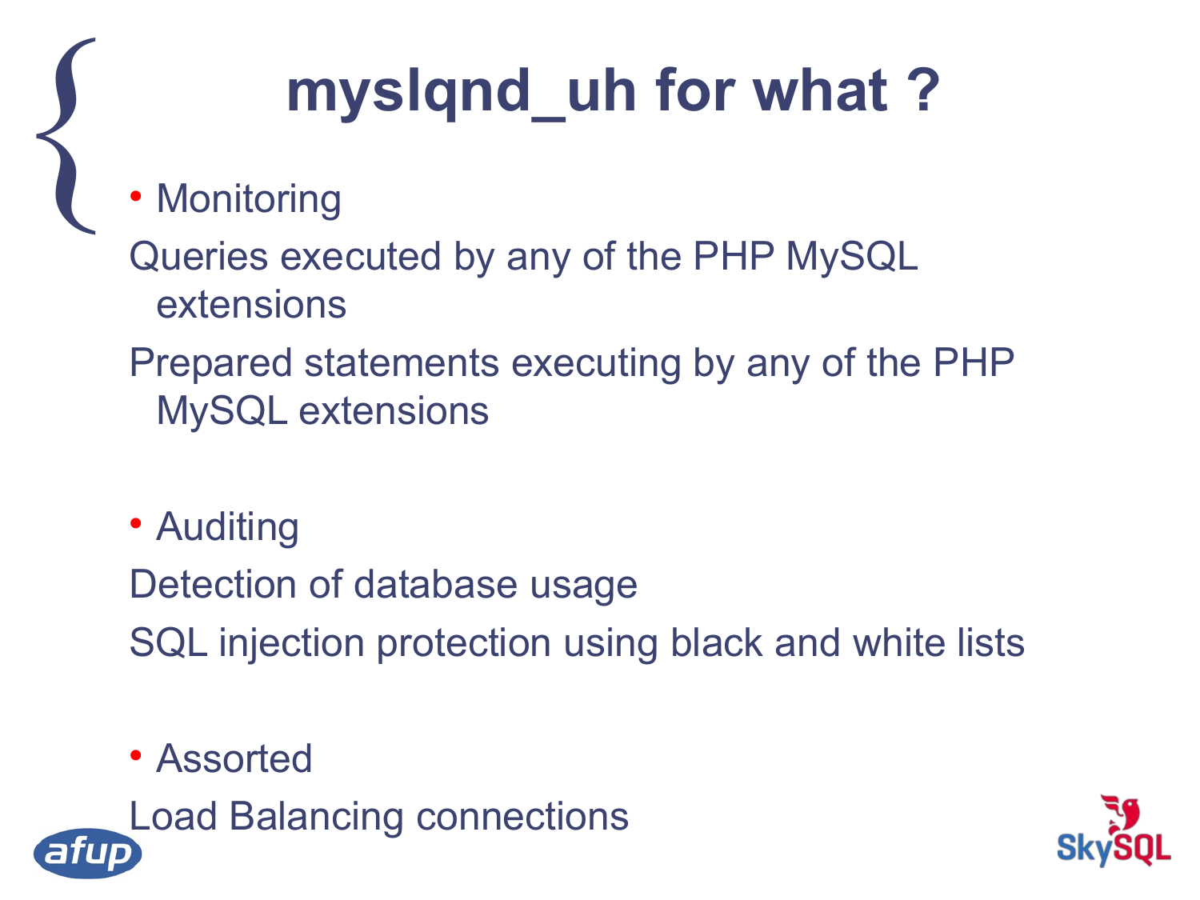# mysqlnd_uh for what ?

- Monitoring

Queries executed by any of the PHP MySQL extensions

Prepared statements executing by any of the PHP MySQL extensions

- Auditing

Detection of database usage

SQL injection protection using black and white lists

- Assorted

Load Balancing connections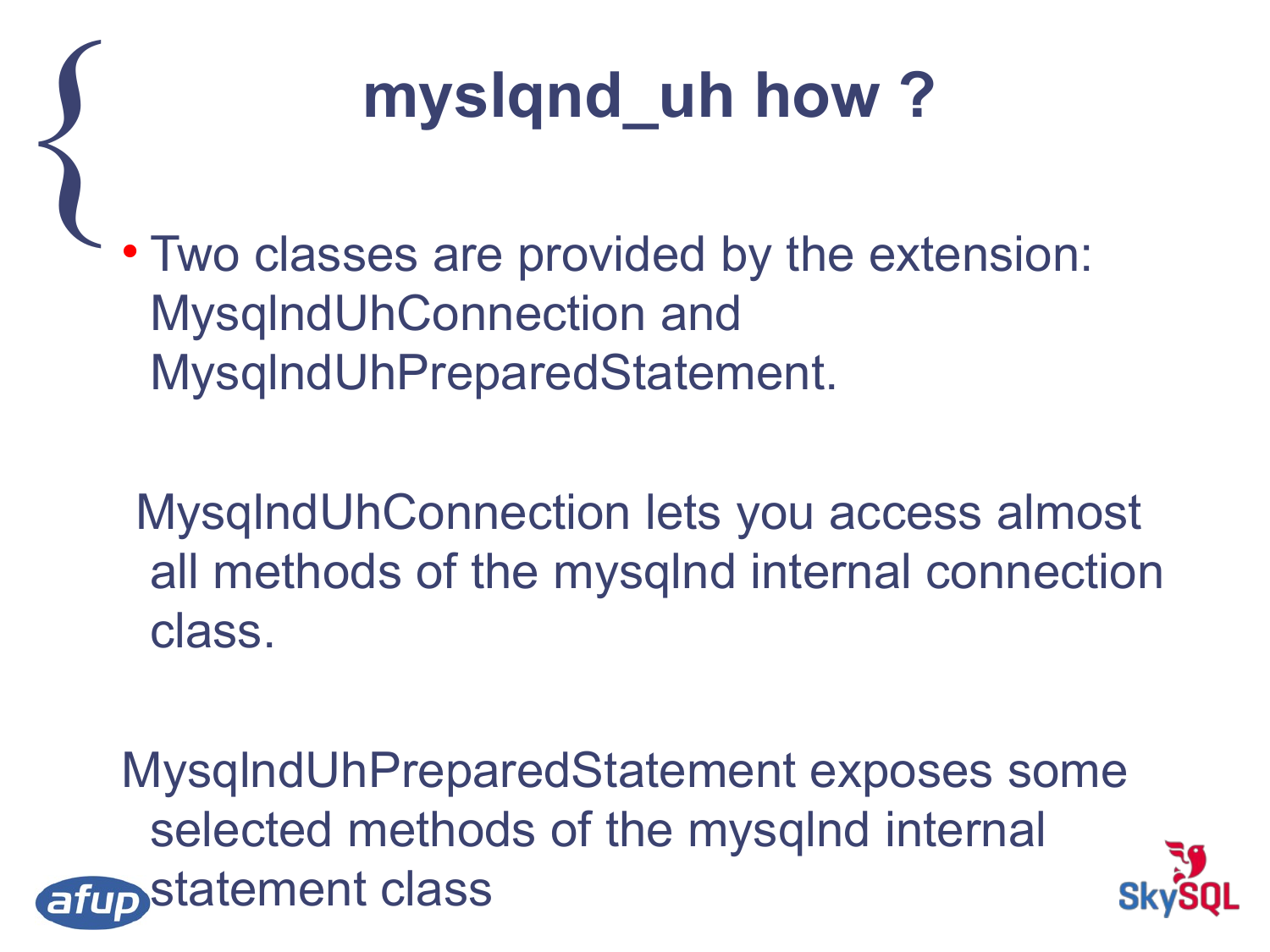# mysqlnd_uh how ?

- Two classes are provided by the extension: MysqlndUhConnection and MysqlndUhPreparedStatement.

MysqlndUhConnection lets you access almost all methods of the mysqlnd internal connection class.

MysqlndUhPreparedStatement exposes some selected methods of the mysqlnd internal statement class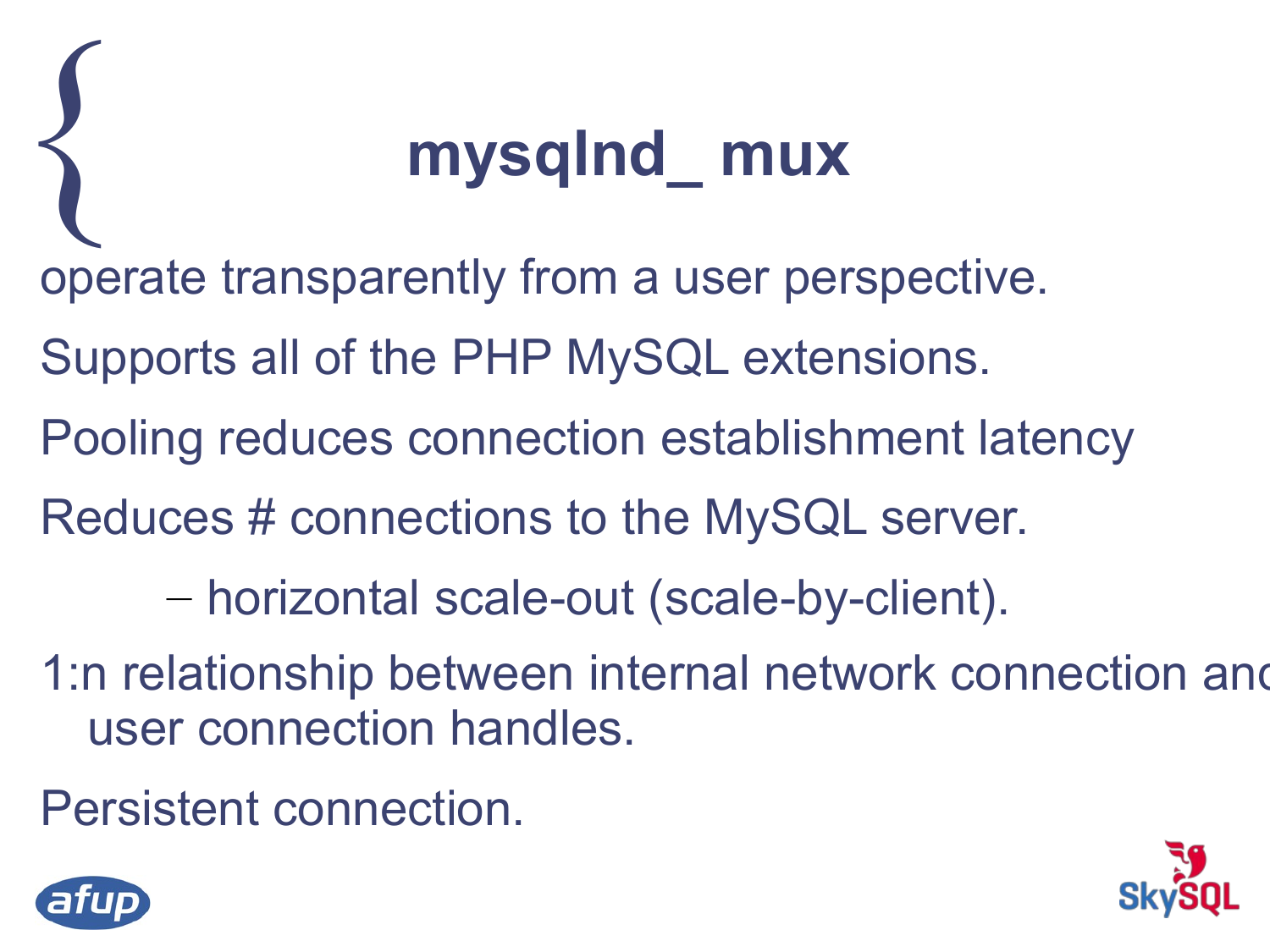# mysqlnd_ mux

operate transparently from a user perspective.

Supports all of the PHP MySQL extensions.

Pooling reduces connection establishment latency

Reduces # connections to the MySQL server.

- horizontal scale-out (scale-by-client).

1:n relationship between internal network connection and user connection handles.

Persistent connection.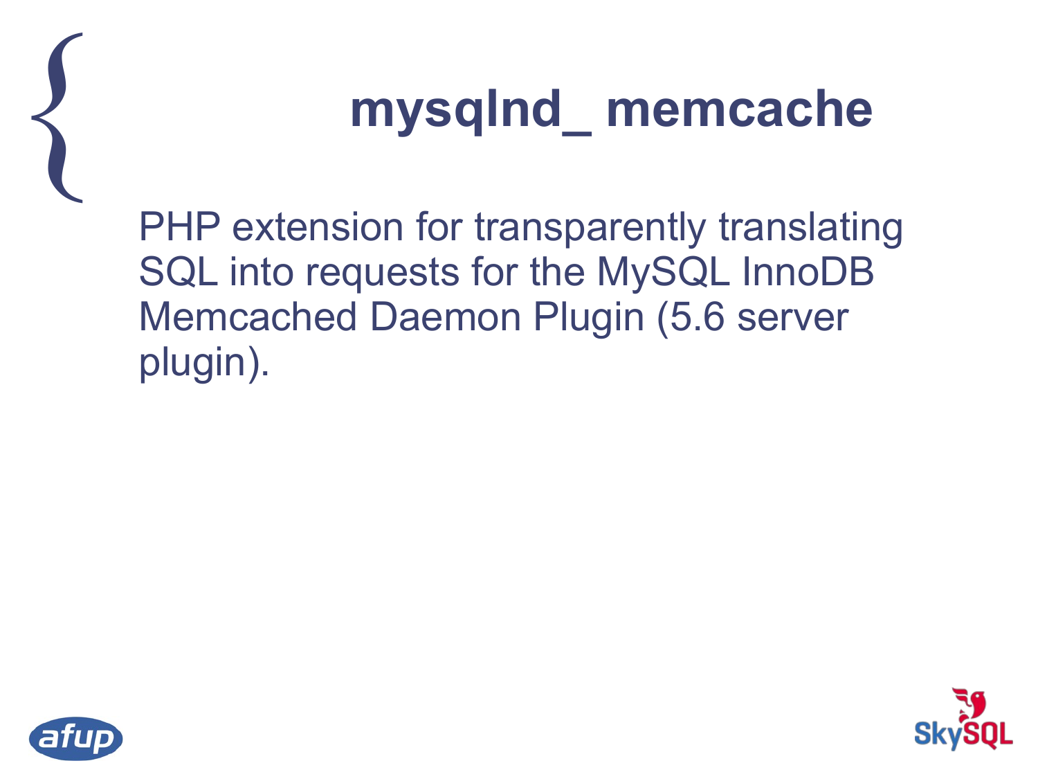# mysqlnd_ memcache

PHP extension for transparently translating SQL into requests for the MySQL InnoDB Memcached Daemon Plugin (5.6 server plugin).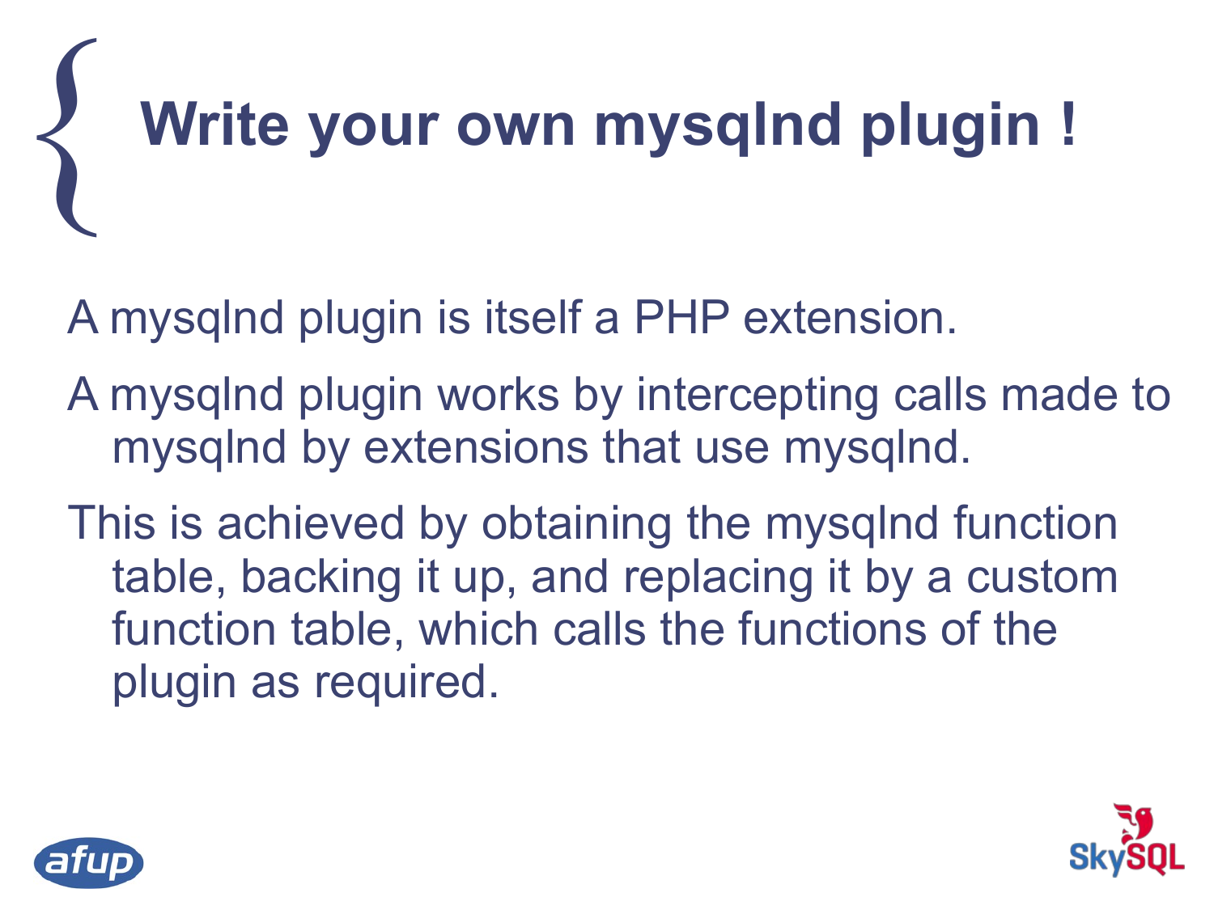# Write your own mysqlnd plugin !

A mysqlnd plugin is itself a PHP extension.

A mysqlnd plugin works by intercepting calls made to mysqlnd by extensions that use mysqlnd.

This is achieved by obtaining the mysqlnd function table, backing it up, and replacing it by a custom function table, which calls the functions of the plugin as required.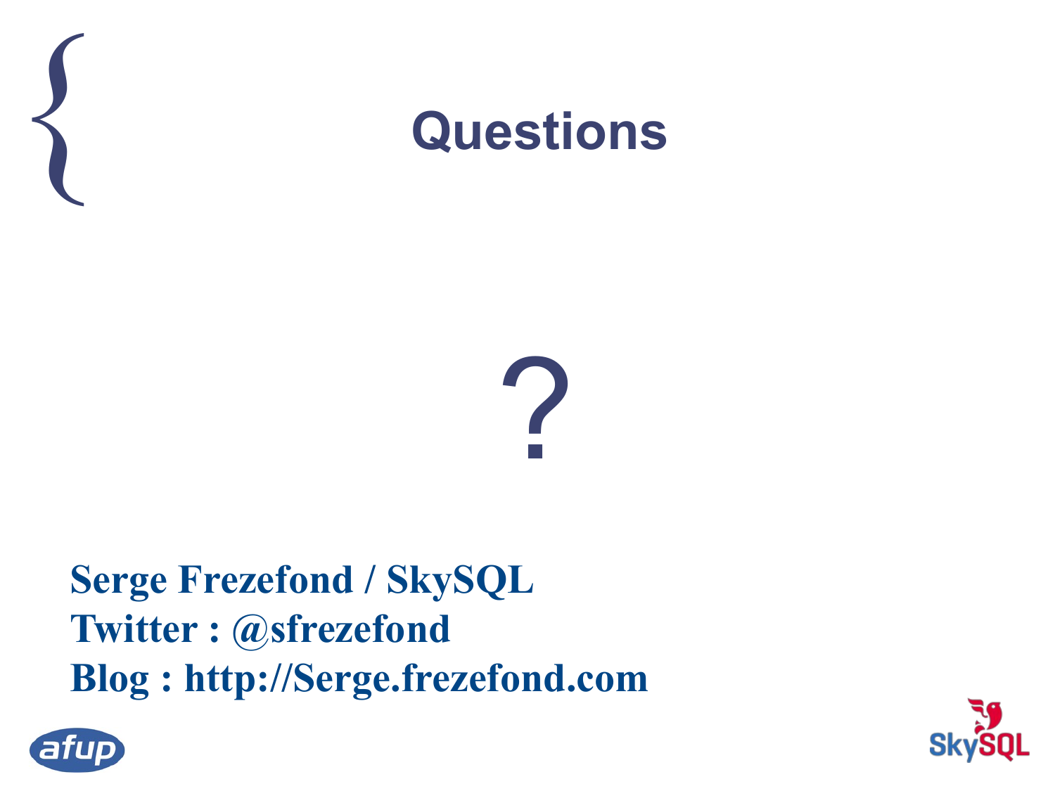# Questions

?

**Serge Frezefond / SkySQL**
**Twitter : @sfrezefond**
**Blog : http://Serge.frezefond.com**